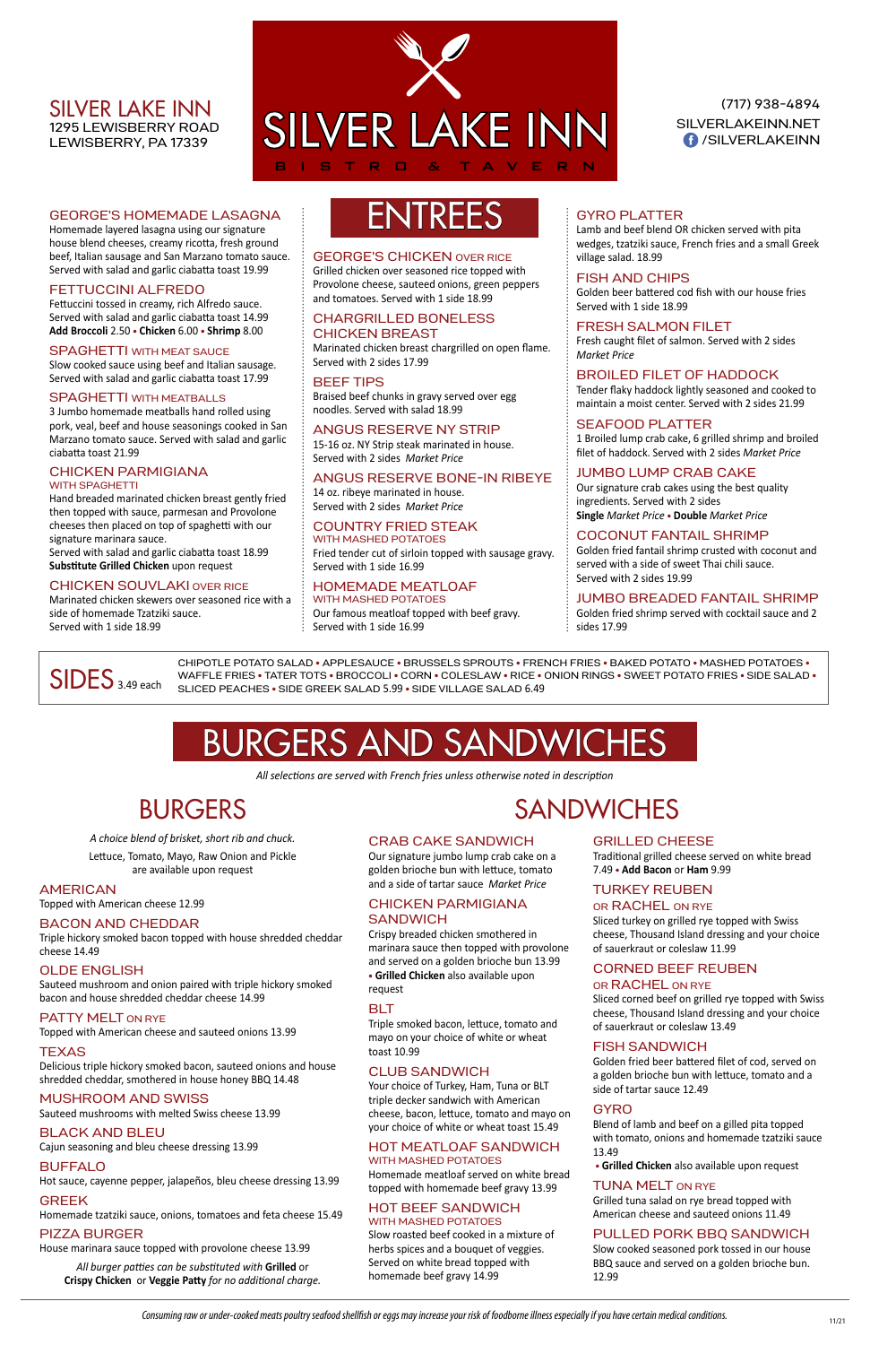# SILVER LAKE INN

BISTRO & TAVERN

**SILVER LAKE INN**
1295 LEWISBERRY ROAD
LEWISBERRY, PA 17339

(717) 938-4894
SILVERLAKEINN.NET
/SILVERLAKEINN

## ENTREES

### GEORGE'S HOMEMADE LASAGNA
Homemade layered lasagna using our signature house blend cheeses, creamy ricotta, fresh ground beef, Italian sausage and San Marzano tomato sauce. Served with salad and garlic ciabatta toast 19.99

### FETTUCCINI ALFREDO
Fettuccini tossed in creamy, rich Alfredo sauce. Served with salad and garlic ciabatta toast 14.99
**Add Broccoli** 2.50 • **Chicken** 6.00 • **Shrimp** 8.00

### SPAGHETTI WITH MEAT SAUCE
Slow cooked sauce using beef and Italian sausage. Served with salad and garlic ciabatta toast 17.99

### SPAGHETTI WITH MEATBALLS
3 Jumbo homemade meatballs hand rolled using pork, veal, beef and house seasonings cooked in San Marzano tomato sauce. Served with salad and garlic ciabatta toast 21.99

### CHICKEN PARMIGIANA WITH SPAGHETTI
Hand breaded marinated chicken breast gently fried then topped with sauce, parmesan and Provolone cheeses then placed on top of spaghetti with our signature marinara sauce.
Served with salad and garlic ciabatta toast 18.99
**Substitute Grilled Chicken** upon request

### CHICKEN SOUVLAKI OVER RICE
Marinated chicken skewers over seasoned rice with a side of homemade Tzatziki sauce.
Served with 1 side 18.99

### GEORGE'S CHICKEN OVER RICE
Grilled chicken over seasoned rice topped with Provolone cheese, sauteed onions, green peppers and tomatoes. Served with 1 side 18.99

### CHARGRILLED BONELESS CHICKEN BREAST
Marinated chicken breast chargrilled on open flame. Served with 2 sides 17.99

### BEEF TIPS
Braised beef chunks in gravy served over egg noodles. Served with salad 18.99

### ANGUS RESERVE NY STRIP
15-16 oz. NY Strip steak marinated in house.
Served with 2 sides *Market Price*

### ANGUS RESERVE BONE-IN RIBEYE
14 oz. ribeye marinated in house.
Served with 2 sides *Market Price*

### COUNTRY FRIED STEAK WITH MASHED POTATOES
Fried tender cut of sirloin topped with sausage gravy. Served with 1 side 16.99

### HOMEMADE MEATLOAF WITH MASHED POTATOES
Our famous meatloaf topped with beef gravy.
Served with 1 side 16.99

### GYRO PLATTER
Lamb and beef blend OR chicken served with pita wedges, tzatziki sauce, French fries and a small Greek village salad. 18.99

### FISH AND CHIPS
Golden beer battered cod fish with our house fries
Served with 1 side 18.99

### FRESH SALMON FILET
Fresh caught filet of salmon. Served with 2 sides
*Market Price*

### BROILED FILET OF HADDOCK
Tender flaky haddock lightly seasoned and cooked to maintain a moist center. Served with 2 sides 21.99

### SEAFOOD PLATTER
1 Broiled lump crab cake, 6 grilled shrimp and broiled filet of haddock. Served with 2 sides *Market Price*

### JUMBO LUMP CRAB CAKE
Our signature crab cakes using the best quality ingredients. Served with 2 sides
**Single** *Market Price* • **Double** *Market Price*

### COCONUT FANTAIL SHRIMP
Golden fried fantail shrimp crusted with coconut and served with a side of sweet Thai chili sauce.
Served with 2 sides 19.99

### JUMBO BREADED FANTAIL SHRIMP
Golden fried shrimp served with cocktail sauce and 2 sides 17.99

## SIDES 3.49 each
CHIPOTLE POTATO SALAD • APPLESAUCE • BRUSSELS SPROUTS • FRENCH FRIES • BAKED POTATO • MASHED POTATOES • WAFFLE FRIES • TATER TOTS • BROCCOLI • CORN • COLESLAW • RICE • ONION RINGS • SWEET POTATO FRIES • SIDE SALAD • SLICED PEACHES • SIDE GREEK SALAD 5.99 • SIDE VILLAGE SALAD 6.49

## BURGERS AND SANDWICHES

*All selections are served with French fries unless otherwise noted in description*

## BURGERS

*A choice blend of brisket, short rib and chuck.*

Lettuce, Tomato, Mayo, Raw Onion and Pickle are available upon request

### AMERICAN
Topped with American cheese 12.99

### BACON AND CHEDDAR
Triple hickory smoked bacon topped with house shredded cheddar cheese 14.49

### OLDE ENGLISH
Sauteed mushroom and onion paired with triple hickory smoked bacon and house shredded cheddar cheese 14.99

### PATTY MELT ON RYE
Topped with American cheese and sauteed onions 13.99

### TEXAS
Delicious triple hickory smoked bacon, sauteed onions and house shredded cheddar, smothered in house honey BBQ 14.48

### MUSHROOM AND SWISS
Sauteed mushrooms with melted Swiss cheese 13.99

### BLACK AND BLEU
Cajun seasoning and bleu cheese dressing 13.99

### BUFFALO
Hot sauce, cayenne pepper, jalapeños, bleu cheese dressing 13.99

### GREEK
Homemade tzatziki sauce, onions, tomatoes and feta cheese 15.49

### PIZZA BURGER
House marinara sauce topped with provolone cheese 13.99

*All burger patties can be substituted with* **Grilled** *or* **Crispy Chicken** *or* **Veggie Patty** *for no additional charge.*

## SANDWICHES

### CRAB CAKE SANDWICH
Our signature jumbo lump crab cake on a golden brioche bun with lettuce, tomato and a side of tartar sauce *Market Price*

### CHICKEN PARMIGIANA SANDWICH
Crispy breaded chicken smothered in marinara sauce then topped with provolone and served on a golden brioche bun 13.99
• **Grilled Chicken** also available upon request

### BLT
Triple smoked bacon, lettuce, tomato and mayo on your choice of white or wheat toast 10.99

### CLUB SANDWICH
Your choice of Turkey, Ham, Tuna or BLT triple decker sandwich with American cheese, bacon, lettuce, tomato and mayo on your choice of white or wheat toast 15.49

### HOT MEATLOAF SANDWICH WITH MASHED POTATOES
Homemade meatloaf served on white bread topped with homemade beef gravy 13.99

### HOT BEEF SANDWICH WITH MASHED POTATOES
Slow roasted beef cooked in a mixture of herbs spices and a bouquet of veggies. Served on white bread topped with homemade beef gravy 14.99

### GRILLED CHEESE
Traditional grilled cheese served on white bread 7.49 • **Add Bacon** or **Ham** 9.99

### TURKEY REUBEN OR RACHEL ON RYE
Sliced turkey on grilled rye topped with Swiss cheese, Thousand Island dressing and your choice of sauerkraut or coleslaw 11.99

### CORNED BEEF REUBEN OR RACHEL ON RYE
Sliced corned beef on grilled rye topped with Swiss cheese, Thousand Island dressing and your choice of sauerkraut or coleslaw 13.49

### FISH SANDWICH
Golden fried beer battered filet of cod, served on a golden brioche bun with lettuce, tomato and a side of tartar sauce 12.49

### GYRO
Blend of lamb and beef on a gilled pita topped with tomato, onions and homemade tzatziki sauce 13.49
• **Grilled Chicken** also available upon request

### TUNA MELT ON RYE
Grilled tuna salad on rye bread topped with American cheese and sauteed onions 11.49

### PULLED PORK BBQ SANDWICH
Slow cooked seasoned pork tossed in our house BBQ sauce and served on a golden brioche bun. 12.99

*Consuming raw or under-cooked meats poultry seafood shellfish or eggs may increase your risk of foodborne illness especially if you have certain medical conditions.*

11/21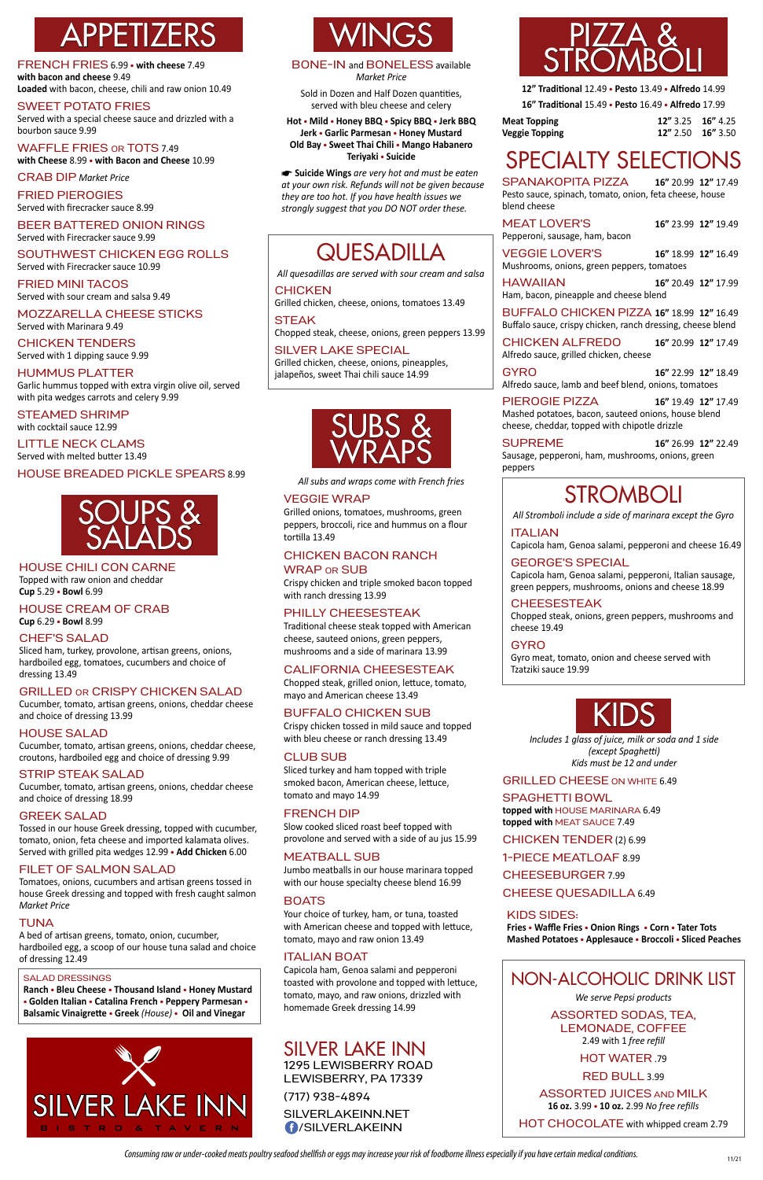# APPETIZERS

## FRENCH FRIES 6.99 • with cheese 7.49
**with bacon and cheese** 9.49
**Loaded** with bacon, cheese, chili and raw onion 10.49

## SWEET POTATO FRIES
Served with a special cheese sauce and drizzled with a bourbon sauce 9.99

## WAFFLE FRIES or TOTS 7.49
**with Cheese** 8.99 • **with Bacon and Cheese** 10.99

## CRAB DIP *Market Price*

## FRIED PIEROGIES
Served with firecracker sauce 8.99

## BEER BATTERED ONION RINGS
Served with Firecracker sauce 9.99

## SOUTHWEST CHICKEN EGG ROLLS
Served with Firecracker sauce 10.99

## FRIED MINI TACOS
Served with sour cream and salsa 9.49

## MOZZARELLA CHEESE STICKS
Served with Marinara 9.49

## CHICKEN TENDERS
Served with 1 dipping sauce 9.99

## HUMMUS PLATTER
Garlic hummus topped with extra virgin olive oil, served with pita wedges carrots and celery 9.99

## STEAMED SHRIMP
with cocktail sauce 12.99

## LITTLE NECK CLAMS
Served with melted butter 13.49

## HOUSE BREADED PICKLE SPEARS 8.99

# SOUPS & SALADS

## HOUSE CHILI CON CARNE
Topped with raw onion and cheddar
**Cup** 5.29 • **Bowl** 6.99

## HOUSE CREAM OF CRAB
**Cup** 6.29 • **Bowl** 8.99

## CHEF'S SALAD
Sliced ham, turkey, provolone, artisan greens, onions, hardboiled egg, tomatoes, cucumbers and choice of dressing 13.49

## GRILLED or CRISPY CHICKEN SALAD
Cucumber, tomato, artisan greens, onions, cheddar cheese and choice of dressing 13.99

## HOUSE SALAD
Cucumber, tomato, artisan greens, onions, cheddar cheese, croutons, hardboiled egg and choice of dressing 9.99

## STRIP STEAK SALAD
Cucumber, tomato, artisan greens, onions, cheddar cheese and choice of dressing 18.99

## GREEK SALAD
Tossed in our house Greek dressing, topped with cucumber, tomato, onion, feta cheese and imported kalamata olives. Served with grilled pita wedges 12.99 • **Add Chicken** 6.00

## FILET OF SALMON SALAD
Tomatoes, onions, cucumbers and artisan greens tossed in house Greek dressing and topped with fresh caught salmon *Market Price*

## TUNA
A bed of artisan greens, tomato, onion, cucumber, hardboiled egg, a scoop of our house tuna salad and choice of dressing 12.49

### SALAD DRESSINGS
**Ranch • Bleu Cheese • Thousand Island • Honey Mustard • Golden Italian • Catalina French • Peppery Parmesan • Balsamic Vinaigrette • Greek** *(House)* • **Oil and Vinegar**

SILVER LAKE INN
BISTRO & TAVERN

# WINGS

## BONE-IN and BONELESS available
*Market Price*

Sold in Dozen and Half Dozen quantities, served with bleu cheese and celery

**Hot • Mild • Honey BBQ • Spicy BBQ • Jerk BBQ • Jerk • Garlic Parmesan • Honey Mustard • Old Bay • Sweet Thai Chili • Mango Habanero • Teriyaki • Suicide**

☛ **Suicide Wings** *are very hot and must be eaten at your own risk. Refunds will not be given because they are too hot. If you have health issues we strongly suggest that you DO NOT order these.*

# QUESADILLA

*All quesadillas are served with sour cream and salsa*

## CHICKEN
Grilled chicken, cheese, onions, tomatoes 13.49

## STEAK
Chopped steak, cheese, onions, green peppers 13.99

## SILVER LAKE SPECIAL
Grilled chicken, cheese, onions, pineapples, jalapeños, sweet Thai chili sauce 14.99

# SUBS & WRAPS

*All subs and wraps come with French fries*

## VEGGIE WRAP
Grilled onions, tomatoes, mushrooms, green peppers, broccoli, rice and hummus on a flour tortilla 13.49

## CHICKEN BACON RANCH WRAP or SUB
Crispy chicken and triple smoked bacon topped with ranch dressing 13.99

## PHILLY CHEESESTEAK
Traditional cheese steak topped with American cheese, sauteed onions, green peppers, mushrooms and a side of marinara 13.99

## CALIFORNIA CHEESESTEAK
Chopped steak, grilled onion, lettuce, tomato, mayo and American cheese 13.49

## BUFFALO CHICKEN SUB
Crispy chicken tossed in mild sauce and topped with bleu cheese or ranch dressing 13.49

## CLUB SUB
Sliced turkey and ham topped with triple smoked bacon, American cheese, lettuce, tomato and mayo 14.99

## FRENCH DIP
Slow cooked sliced roast beef topped with provolone and served with a side of au jus 15.99

## MEATBALL SUB
Jumbo meatballs in our house marinara topped with our house specialty cheese blend 16.99

## BOATS
Your choice of turkey, ham, or tuna, toasted with American cheese and topped with lettuce, tomato, mayo and raw onion 13.49

## ITALIAN BOAT
Capicola ham, Genoa salami and pepperoni toasted with provolone and topped with lettuce, tomato, mayo, and raw onions, drizzled with homemade Greek dressing 14.99

## SILVER LAKE INN
1295 LEWISBERRY ROAD
LEWISBERRY, PA 17339
(717) 938-4894
SILVERLAKEINN.NET
/SILVERLAKEINN

# PIZZA & STROMBOLI

**12" Traditional** 12.49 • **Pesto** 13.49 • **Alfredo** 14.99
**16" Traditional** 15.49 • **Pesto** 16.49 • **Alfredo** 17.99

| | | |
|---|---|---|
| **Meat Topping** | **12"** 3.25 | **16"** 4.25 |
| **Veggie Topping** | **12"** 2.50 | **16"** 3.50 |

# SPECIALTY SELECTIONS

## SPANAKOPITA PIZZA — 16" 20.99 12" 17.49
Pesto sauce, spinach, tomato, onion, feta cheese, house blend cheese

## MEAT LOVER'S — 16" 23.99 12" 19.49
Pepperoni, sausage, ham, bacon

## VEGGIE LOVER'S — 16" 18.99 12" 16.49
Mushrooms, onions, green peppers, tomatoes

## HAWAIIAN — 16" 20.49 12" 17.99
Ham, bacon, pineapple and cheese blend

## BUFFALO CHICKEN PIZZA — 16" 18.99 12" 16.49
Buffalo sauce, crispy chicken, ranch dressing, cheese blend

## CHICKEN ALFREDO — 16" 20.99 12" 17.49
Alfredo sauce, grilled chicken, cheese

## GYRO — 16" 22.99 12" 18.49
Alfredo sauce, lamb and beef blend, onions, tomatoes

## PIEROGIE PIZZA — 16" 19.49 12" 17.49
Mashed potatoes, bacon, sauteed onions, house blend cheese, cheddar, topped with chipotle drizzle

## SUPREME — 16" 26.99 12" 22.49
Sausage, pepperoni, ham, mushrooms, onions, green peppers

# STROMBOLI

*All Stromboli include a side of marinara except the Gyro*

## ITALIAN
Capicola ham, Genoa salami, pepperoni and cheese 16.49

## GEORGE'S SPECIAL
Capicola ham, Genoa salami, pepperoni, Italian sausage, green peppers, mushrooms, onions and cheese 18.99

## CHEESESTEAK
Chopped steak, onions, green peppers, mushrooms and cheese 19.49

## GYRO
Gyro meat, tomato, onion and cheese served with Tzatziki sauce 19.99

# KIDS

*Includes 1 glass of juice, milk or soda and 1 side (except Spaghetti)*
*Kids must be 12 and under*

## GRILLED CHEESE ON WHITE 6.49

## SPAGHETTI BOWL
**topped with** HOUSE MARINARA 6.49
**topped with** MEAT SAUCE 7.49

## CHICKEN TENDER (2) 6.99

## 1-PIECE MEATLOAF 8.99

## CHEESEBURGER 7.99

## CHEESE QUESADILLA 6.49

### KIDS SIDES:
**Fries • Waffle Fries • Onion Rings • Corn • Tater Tots • Mashed Potatoes • Applesauce • Broccoli • Sliced Peaches**

# NON-ALCOHOLIC DRINK LIST

*We serve Pepsi products*

## ASSORTED SODAS, TEA, LEMONADE, COFFEE
2.49 with 1 *free* refill

## HOT WATER .79

## RED BULL 3.99

## ASSORTED JUICES AND MILK
**16 oz.** 3.99 • **10 oz.** 2.99 *No free refills*

## HOT CHOCOLATE with whipped cream 2.79

*Consuming raw or under-cooked meats poultry seafood shellfish or eggs may increase your risk of foodborne illness especially if you have certain medical conditions.*

11/21